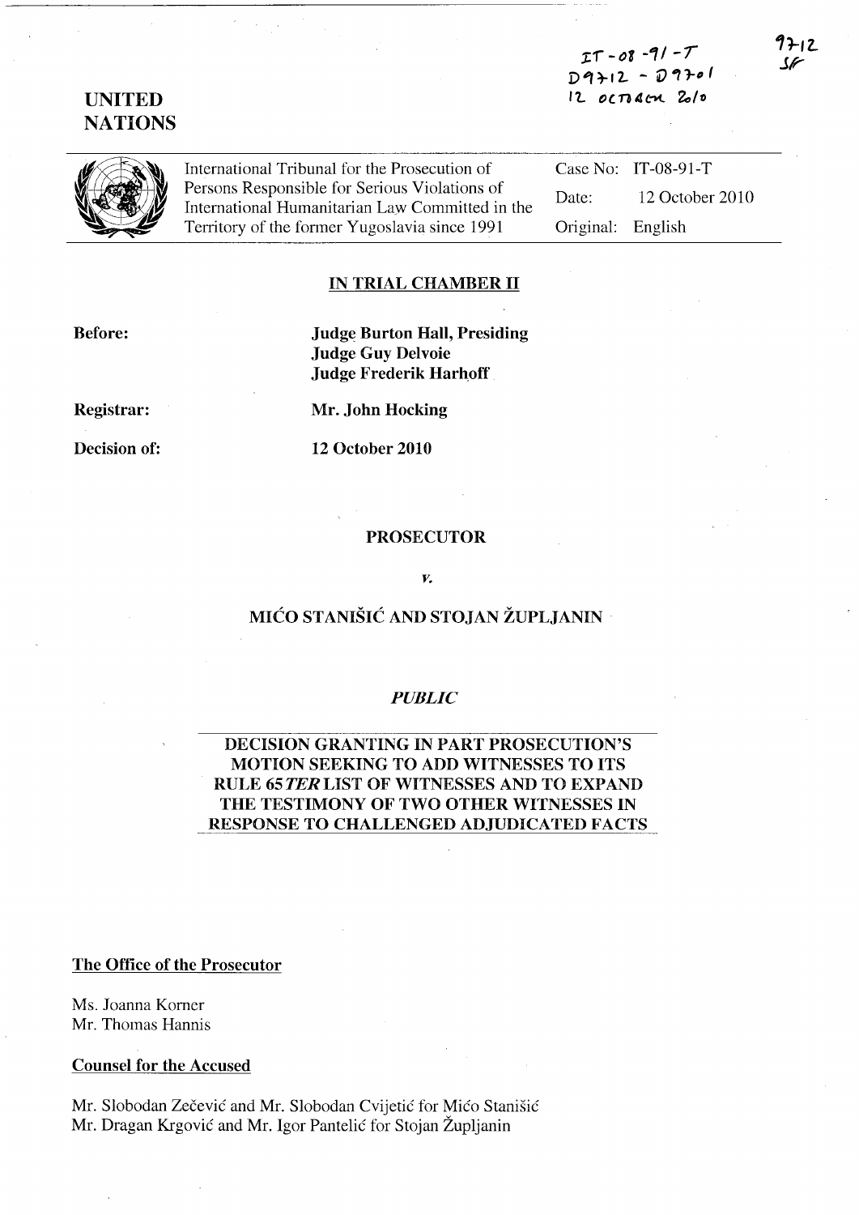IT-08-91-T
D9712 - D9701
12 OCTOBER 2010

9712
SF

**UNITED NATIONS**

International Tribunal for the Prosecution of Persons Responsible for Serious Violations of International Humanitarian Law Committed in the Territory of the former Yugoslavia since 1991

Case No: IT-08-91-T
Date: 12 October 2010
Original: English

## IN TRIAL CHAMBER II

**Before:**
**Judge Burton Hall, Presiding**
**Judge Guy Delvoie**
**Judge Frederik Harhoff**

**Registrar:** **Mr. John Hocking**

**Decision of:** **12 October 2010**

**PROSECUTOR**

*v.*

**MIĆO STANIŠIĆ AND STOJAN ŽUPLJANIN**

*PUBLIC*

**DECISION GRANTING IN PART PROSECUTION'S MOTION SEEKING TO ADD WITNESSES TO ITS RULE 65 *TER* LIST OF WITNESSES AND TO EXPAND THE TESTIMONY OF TWO OTHER WITNESSES IN RESPONSE TO CHALLENGED ADJUDICATED FACTS**

**The Office of the Prosecutor**

Ms. Joanna Korner
Mr. Thomas Hannis

**Counsel for the Accused**

Mr. Slobodan Zečević and Mr. Slobodan Cvijetić for Mićo Stanišić
Mr. Dragan Krgović and Mr. Igor Pantelić for Stojan Župljanin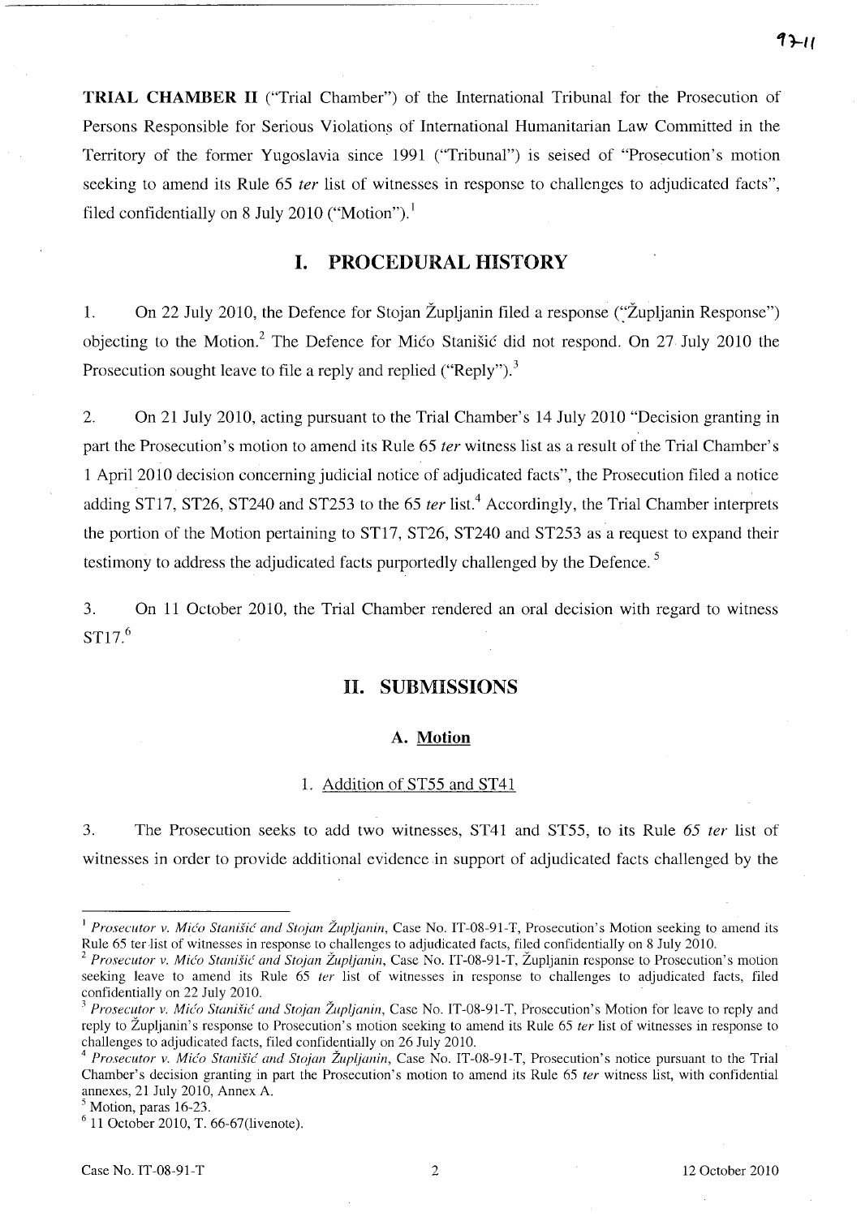**TRIAL CHAMBER II** ("Trial Chamber") of the International Tribunal for the Prosecution of Persons Responsible for Serious Violations of International Humanitarian Law Committed in the Territory of the former Yugoslavia since 1991 ("Tribunal") is seised of "Prosecution's motion seeking to amend its Rule 65 *ter* list of witnesses in response to challenges to adjudicated facts", filed confidentially on 8 July 2010 ("Motion").[1]

# I. PROCEDURAL HISTORY

1. On 22 July 2010, the Defence for Stojan Župljanin filed a response ("Župljanin Response") objecting to the Motion.[2] The Defence for Mićo Stanišić did not respond. On 27 July 2010 the Prosecution sought leave to file a reply and replied ("Reply").[3]

2. On 21 July 2010, acting pursuant to the Trial Chamber's 14 July 2010 "Decision granting in part the Prosecution's motion to amend its Rule 65 *ter* witness list as a result of the Trial Chamber's 1 April 2010 decision concerning judicial notice of adjudicated facts", the Prosecution filed a notice adding ST17, ST26, ST240 and ST253 to the 65 *ter* list.[4] Accordingly, the Trial Chamber interprets the portion of the Motion pertaining to ST17, ST26, ST240 and ST253 as a request to expand their testimony to address the adjudicated facts purportedly challenged by the Defence.[5]

3. On 11 October 2010, the Trial Chamber rendered an oral decision with regard to witness ST17.[6]

# II. SUBMISSIONS

## A. Motion

### 1. Addition of ST55 and ST41

3. The Prosecution seeks to add two witnesses, ST41 and ST55, to its Rule *65 ter* list of witnesses in order to provide additional evidence in support of adjudicated facts challenged by the

---

[1] *Prosecutor v. Mićo Stanišić and Stojan Župljanin*, Case No. IT-08-91-T, Prosecution's Motion seeking to amend its Rule 65 ter list of witnesses in response to challenges to adjudicated facts, filed confidentially on 8 July 2010.

[2] *Prosecutor v. Mićo Stanišić and Stojan Župljanin*, Case No. IT-08-91-T, Župljanin response to Prosecution's motion seeking leave to amend its Rule 65 *ter* list of witnesses in response to challenges to adjudicated facts, filed confidentially on 22 July 2010.

[3] *Prosecutor v. Mićo Stanišić and Stojan Župljanin*, Case No. IT-08-91-T, Prosecution's Motion for leave to reply and reply to Župljanin's response to Prosecution's motion seeking to amend its Rule 65 *ter* list of witnesses in response to challenges to adjudicated facts, filed confidentially on 26 July 2010.

[4] *Prosecutor v. Mićo Stanišić and Stojan Župljanin*, Case No. IT-08-91-T, Prosecution's notice pursuant to the Trial Chamber's decision granting in part the Prosecution's motion to amend its Rule 65 *ter* witness list, with confidential annexes, 21 July 2010, Annex A.

[5] Motion, paras 16-23.

[6] 11 October 2010, T. 66-67(livenote).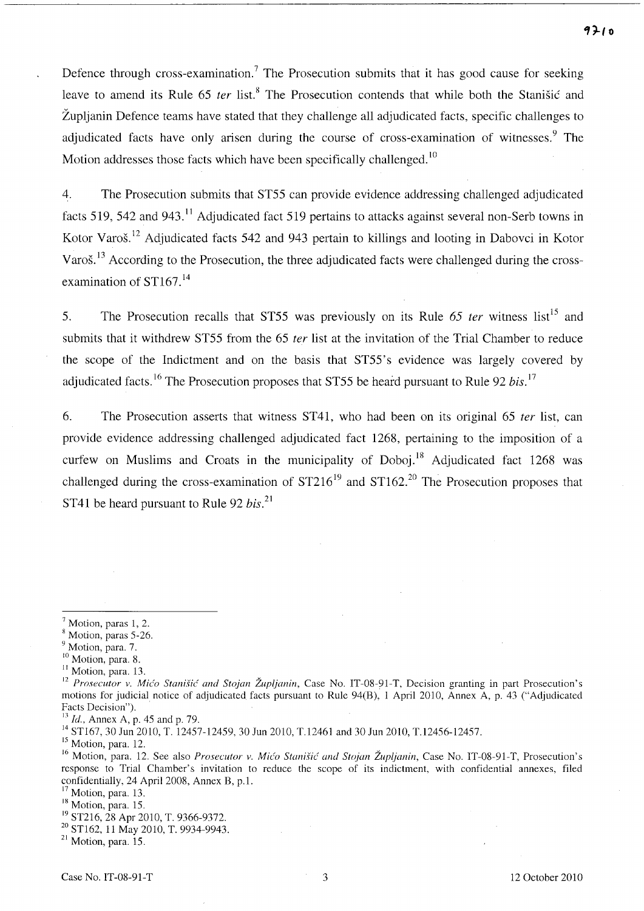Defence through cross-examination.[7] The Prosecution submits that it has good cause for seeking leave to amend its Rule 65 *ter* list.[8] The Prosecution contends that while both the Stanišić and Župljanin Defence teams have stated that they challenge all adjudicated facts, specific challenges to adjudicated facts have only arisen during the course of cross-examination of witnesses.[9] The Motion addresses those facts which have been specifically challenged.[10]

4. The Prosecution submits that ST55 can provide evidence addressing challenged adjudicated facts 519, 542 and 943.[11] Adjudicated fact 519 pertains to attacks against several non-Serb towns in Kotor Varoš.[12] Adjudicated facts 542 and 943 pertain to killings and looting in Dabovci in Kotor Varoš.[13] According to the Prosecution, the three adjudicated facts were challenged during the cross-examination of ST167.[14]

5. The Prosecution recalls that ST55 was previously on its Rule *65 ter* witness list[15] and submits that it withdrew ST55 from the 65 *ter* list at the invitation of the Trial Chamber to reduce the scope of the Indictment and on the basis that ST55's evidence was largely covered by adjudicated facts.[16] The Prosecution proposes that ST55 be heard pursuant to Rule 92 *bis*.[17]

6. The Prosecution asserts that witness ST41, who had been on its original 65 *ter* list, can provide evidence addressing challenged adjudicated fact 1268, pertaining to the imposition of a curfew on Muslims and Croats in the municipality of Doboj.[18] Adjudicated fact 1268 was challenged during the cross-examination of ST216[19] and ST162.[20] The Prosecution proposes that ST41 be heard pursuant to Rule 92 *bis*.[21]

---

[7] Motion, paras 1, 2.

[8] Motion, paras 5-26.

[9] Motion, para. 7.

[10] Motion, para. 8.

[11] Motion, para. 13.

[12] *Prosecutor v. Mićo Stanišić and Stojan Župljanin*, Case No. IT-08-91-T, Decision granting in part Prosecution's motions for judicial notice of adjudicated facts pursuant to Rule 94(B), 1 April 2010, Annex A, p. 43 ("Adjudicated Facts Decision").

[13] *Id.*, Annex A, p. 45 and p. 79.

[14] ST167, 30 Jun 2010, T. 12457-12459, 30 Jun 2010, T.12461 and 30 Jun 2010, T.12456-12457.

[15] Motion, para. 12.

[16] Motion, para. 12. See also *Prosecutor v. Mićo Stanišić and Stojan Župljanin*, Case No. IT-08-91-T, Prosecution's response to Trial Chamber's invitation to reduce the scope of its indictment, with confidential annexes, filed confidentially, 24 April 2008, Annex B, p.1.

[17] Motion, para. 13.

[18] Motion, para. 15.

[19] ST216, 28 Apr 2010, T. 9366-9372.

[20] ST162, 11 May 2010, T. 9934-9943.

[21] Motion, para. 15.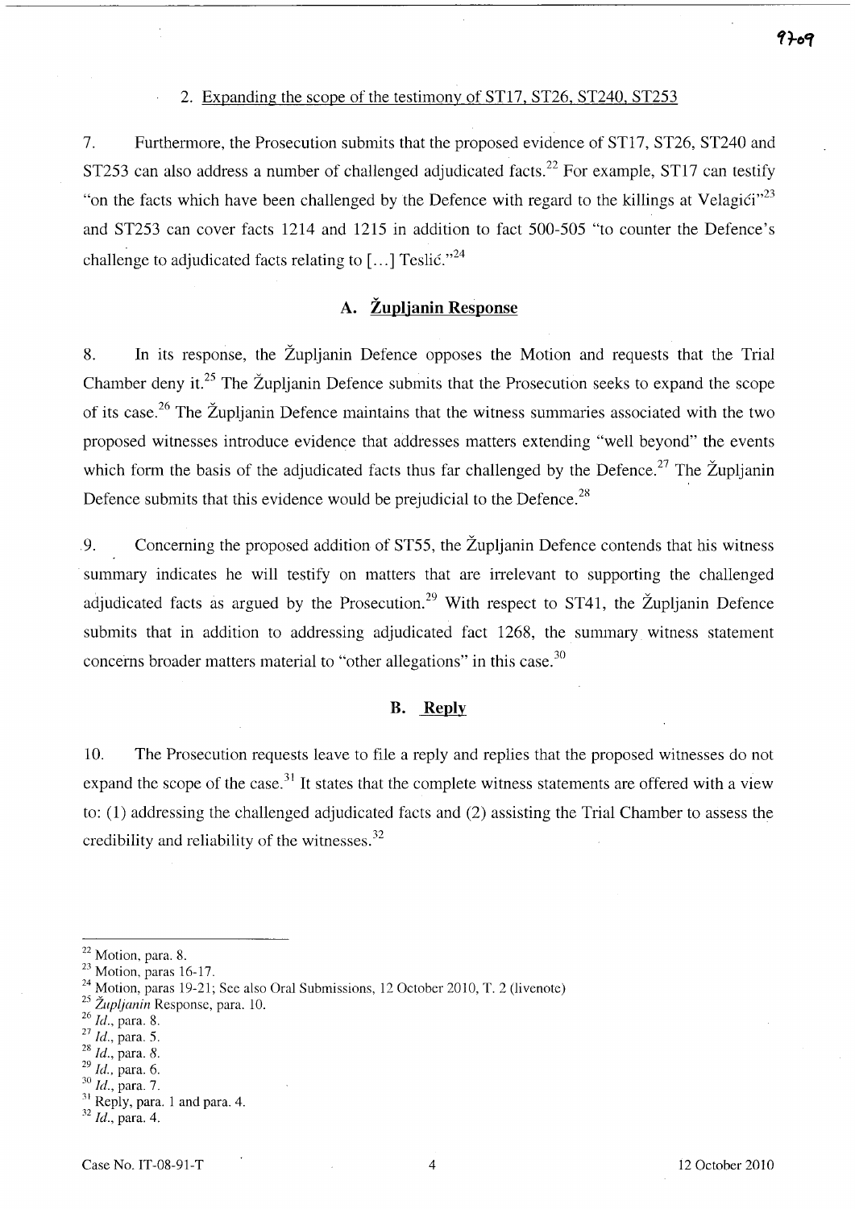2. Expanding the scope of the testimony of ST17, ST26, ST240, ST253

7. Furthermore, the Prosecution submits that the proposed evidence of ST17, ST26, ST240 and ST253 can also address a number of challenged adjudicated facts.[22] For example, ST17 can testify "on the facts which have been challenged by the Defence with regard to the killings at Velagići"[23] and ST253 can cover facts 1214 and 1215 in addition to fact 500-505 "to counter the Defence's challenge to adjudicated facts relating to [...] Teslić."[24]

## A. Župljanin Response

8. In its response, the Župljanin Defence opposes the Motion and requests that the Trial Chamber deny it.[25] The Župljanin Defence submits that the Prosecution seeks to expand the scope of its case.[26] The Župljanin Defence maintains that the witness summaries associated with the two proposed witnesses introduce evidence that addresses matters extending "well beyond" the events which form the basis of the adjudicated facts thus far challenged by the Defence.[27] The Župljanin Defence submits that this evidence would be prejudicial to the Defence.[28]

9. Concerning the proposed addition of ST55, the Župljanin Defence contends that his witness summary indicates he will testify on matters that are irrelevant to supporting the challenged adjudicated facts as argued by the Prosecution.[29] With respect to ST41, the Župljanin Defence submits that in addition to addressing adjudicated fact 1268, the summary witness statement concerns broader matters material to "other allegations" in this case.[30]

## B. Reply

10. The Prosecution requests leave to file a reply and replies that the proposed witnesses do not expand the scope of the case.[31] It states that the complete witness statements are offered with a view to: (1) addressing the challenged adjudicated facts and (2) assisting the Trial Chamber to assess the credibility and reliability of the witnesses.[32]

---

[22] Motion, para. 8.
[23] Motion, paras 16-17.
[24] Motion, paras 19-21; See also Oral Submissions, 12 October 2010, T. 2 (livenote)
[25] *Župljanin* Response, para. 10.
[26] *Id.*, para. 8.
[27] *Id.*, para. 5.
[28] *Id.*, para. 8.
[29] *Id.*, para. 6.
[30] *Id.*, para. 7.
[31] Reply, para. 1 and para. 4.
[32] *Id.*, para. 4.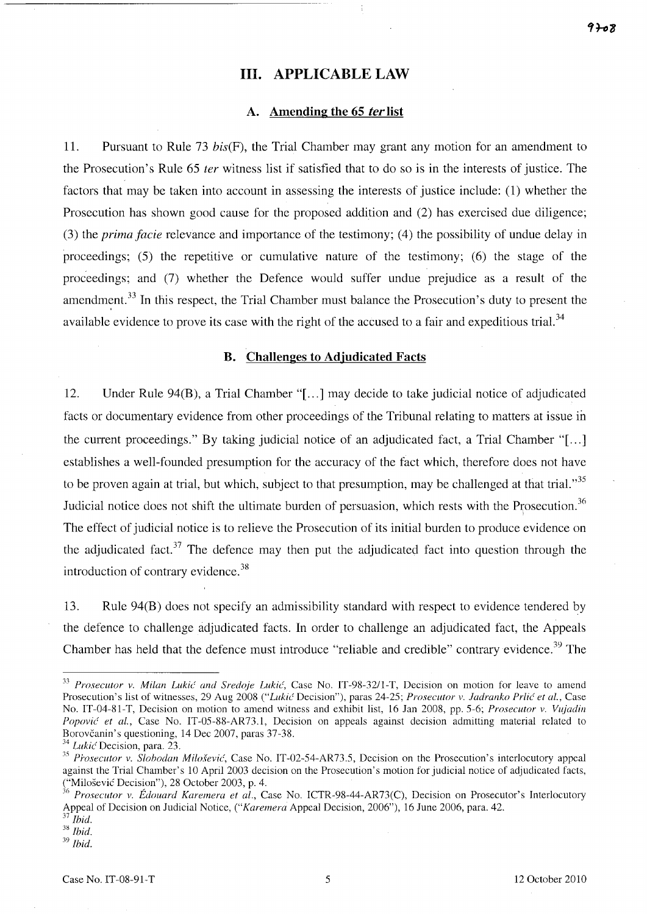## III. APPLICABLE LAW

### A. Amending the 65 *ter* list

11. Pursuant to Rule 73 *bis*(F), the Trial Chamber may grant any motion for an amendment to the Prosecution's Rule 65 *ter* witness list if satisfied that to do so is in the interests of justice. The factors that may be taken into account in assessing the interests of justice include: (1) whether the Prosecution has shown good cause for the proposed addition and (2) has exercised due diligence; (3) the *prima facie* relevance and importance of the testimony; (4) the possibility of undue delay in proceedings; (5) the repetitive or cumulative nature of the testimony; (6) the stage of the proceedings; and (7) whether the Defence would suffer undue prejudice as a result of the amendment.[33] In this respect, the Trial Chamber must balance the Prosecution's duty to present the available evidence to prove its case with the right of the accused to a fair and expeditious trial.[34]

### B. Challenges to Adjudicated Facts

12. Under Rule 94(B), a Trial Chamber "[...] may decide to take judicial notice of adjudicated facts or documentary evidence from other proceedings of the Tribunal relating to matters at issue in the current proceedings." By taking judicial notice of an adjudicated fact, a Trial Chamber "[...] establishes a well-founded presumption for the accuracy of the fact which, therefore does not have to be proven again at trial, but which, subject to that presumption, may be challenged at that trial."[35] Judicial notice does not shift the ultimate burden of persuasion, which rests with the Prosecution.[36] The effect of judicial notice is to relieve the Prosecution of its initial burden to produce evidence on the adjudicated fact.[37] The defence may then put the adjudicated fact into question through the introduction of contrary evidence.[38]

13. Rule 94(B) does not specify an admissibility standard with respect to evidence tendered by the defence to challenge adjudicated facts. In order to challenge an adjudicated fact, the Appeals Chamber has held that the defence must introduce "reliable and credible" contrary evidence.[39] The

---

[33] *Prosecutor v. Milan Lukić and Sredoje Lukić*, Case No. IT-98-32/1-T, Decision on motion for leave to amend Prosecution's list of witnesses, 29 Aug 2008 ("*Lukić* Decision"), paras 24-25; *Prosecutor v. Jadranko Prlić et al.*, Case No. IT-04-81-T, Decision on motion to amend witness and exhibit list, 16 Jan 2008, pp. 5-6; *Prosecutor v. Vujadin Popović et al.*, Case No. IT-05-88-AR73.1, Decision on appeals against decision admitting material related to Borovčanin's questioning, 14 Dec 2007, paras 37-38.

[34] *Lukić* Decision, para. 23.

[35] *Prosecutor v. Slobodan Milošević*, Case No. IT-02-54-AR73.5, Decision on the Prosecution's interlocutory appeal against the Trial Chamber's 10 April 2003 decision on the Prosecution's motion for judicial notice of adjudicated facts, ("Milošević Decision"), 28 October 2003, p. 4.

[36] *Prosecutor v. Édouard Karemera et al.*, Case No. ICTR-98-44-AR73(C), Decision on Prosecutor's Interlocutory Appeal of Decision on Judicial Notice, ("*Karemera* Appeal Decision, 2006"), 16 June 2006, para. 42.

[37] *Ibid.*

[38] *Ibid.*

[39] *Ibid.*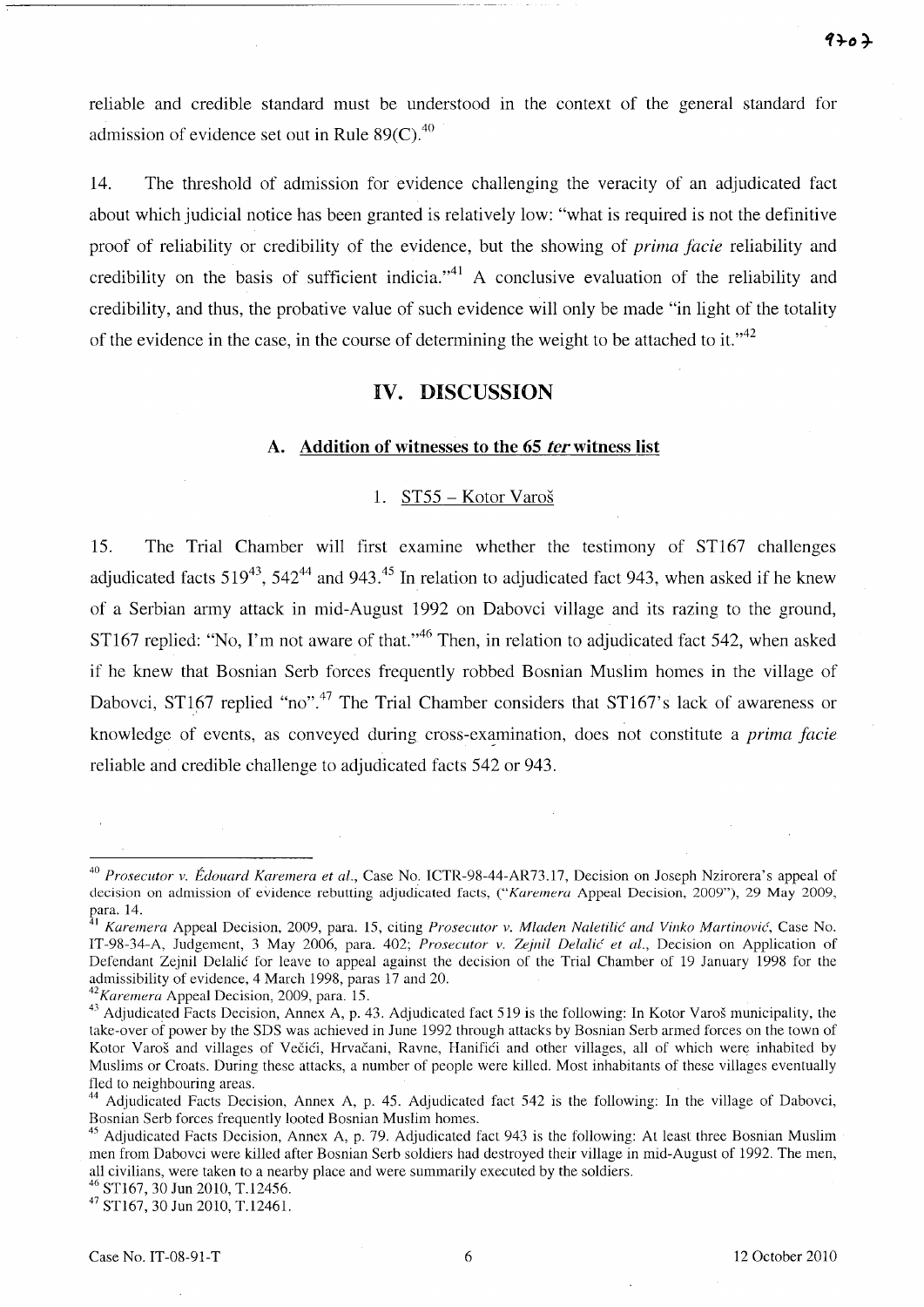reliable and credible standard must be understood in the context of the general standard for admission of evidence set out in Rule 89(C).[40]

14. The threshold of admission for evidence challenging the veracity of an adjudicated fact about which judicial notice has been granted is relatively low: "what is required is not the definitive proof of reliability or credibility of the evidence, but the showing of *prima facie* reliability and credibility on the basis of sufficient indicia."[41] A conclusive evaluation of the reliability and credibility, and thus, the probative value of such evidence will only be made "in light of the totality of the evidence in the case, in the course of determining the weight to be attached to it."[42]

## IV. DISCUSSION

### A. Addition of witnesses to the 65 *ter* witness list

#### 1. ST55 – Kotor Varoš

15. The Trial Chamber will first examine whether the testimony of ST167 challenges adjudicated facts 519[43], 542[44] and 943.[45] In relation to adjudicated fact 943, when asked if he knew of a Serbian army attack in mid-August 1992 on Dabovci village and its razing to the ground, ST167 replied: "No, I'm not aware of that."[46] Then, in relation to adjudicated fact 542, when asked if he knew that Bosnian Serb forces frequently robbed Bosnian Muslim homes in the village of Dabovci, ST167 replied "no".[47] The Trial Chamber considers that ST167's lack of awareness or knowledge of events, as conveyed during cross-examination, does not constitute a *prima facie* reliable and credible challenge to adjudicated facts 542 or 943.

---

[40] *Prosecutor v. Édouard Karemera et al.*, Case No. ICTR-98-44-AR73.17, Decision on Joseph Nzirorera's appeal of decision on admission of evidence rebutting adjudicated facts, ("*Karemera* Appeal Decision, 2009"), 29 May 2009, para. 14.

[41] *Karemera* Appeal Decision, 2009, para. 15, citing *Prosecutor v. Mladen Naletilić and Vinko Martinović*, Case No. IT-98-34-A, Judgement, 3 May 2006, para. 402; *Prosecutor v. Zejnil Delalić et al.*, Decision on Application of Defendant Zejnil Delalić for leave to appeal against the decision of the Trial Chamber of 19 January 1998 for the admissibility of evidence, 4 March 1998, paras 17 and 20.

[42] *Karemera* Appeal Decision, 2009, para. 15.

[43] Adjudicated Facts Decision, Annex A, p. 43. Adjudicated fact 519 is the following: In Kotor Varoš municipality, the take-over of power by the SDS was achieved in June 1992 through attacks by Bosnian Serb armed forces on the town of Kotor Varoš and villages of Večići, Hrvačani, Ravne, Hanifići and other villages, all of which were inhabited by Muslims or Croats. During these attacks, a number of people were killed. Most inhabitants of these villages eventually fled to neighbouring areas.

[44] Adjudicated Facts Decision, Annex A, p. 45. Adjudicated fact 542 is the following: In the village of Dabovci, Bosnian Serb forces frequently looted Bosnian Muslim homes.

[45] Adjudicated Facts Decision, Annex A, p. 79. Adjudicated fact 943 is the following: At least three Bosnian Muslim men from Dabovci were killed after Bosnian Serb soldiers had destroyed their village in mid-August of 1992. The men, all civilians, were taken to a nearby place and were summarily executed by the soldiers.

[46] ST167, 30 Jun 2010, T.12456.

[47] ST167, 30 Jun 2010, T.12461.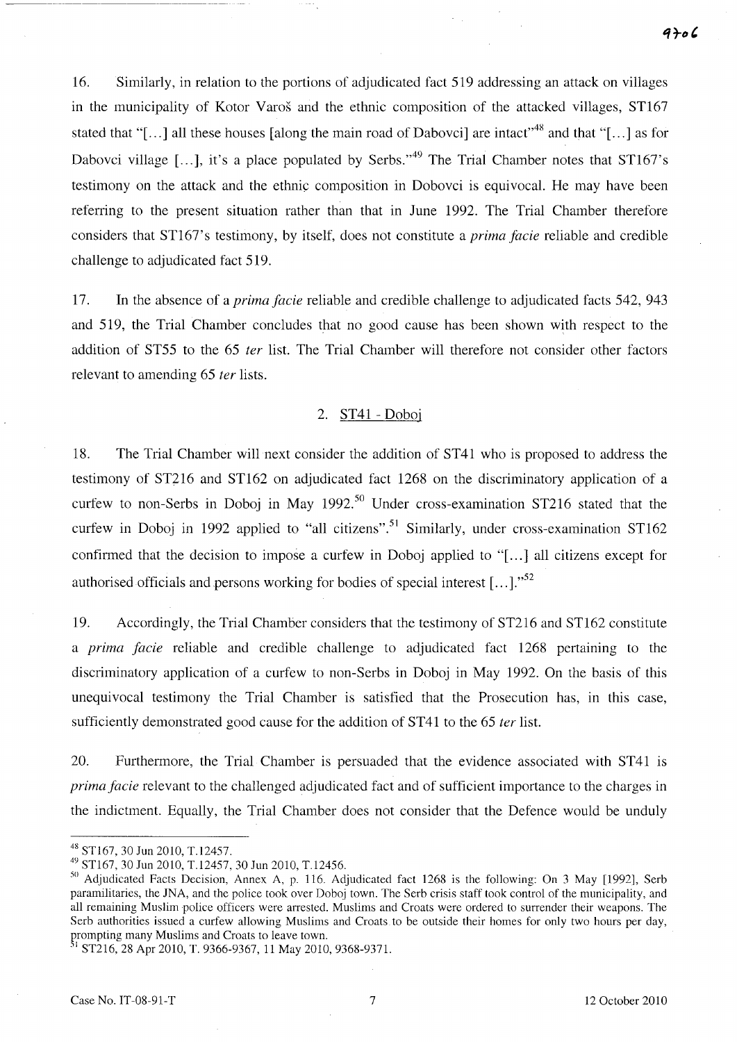16. Similarly, in relation to the portions of adjudicated fact 519 addressing an attack on villages in the municipality of Kotor Varoš and the ethnic composition of the attacked villages, ST167 stated that "[...] all these houses [along the main road of Dabovci] are intact"[48] and that "[...] as for Dabovci village [...], it's a place populated by Serbs."[49] The Trial Chamber notes that ST167's testimony on the attack and the ethnic composition in Dobovci is equivocal. He may have been referring to the present situation rather than that in June 1992. The Trial Chamber therefore considers that ST167's testimony, by itself, does not constitute a *prima facie* reliable and credible challenge to adjudicated fact 519.

17. In the absence of a *prima facie* reliable and credible challenge to adjudicated facts 542, 943 and 519, the Trial Chamber concludes that no good cause has been shown with respect to the addition of ST55 to the 65 *ter* list. The Trial Chamber will therefore not consider other factors relevant to amending 65 *ter* lists.

## 2. ST41 - Doboj

18. The Trial Chamber will next consider the addition of ST41 who is proposed to address the testimony of ST216 and ST162 on adjudicated fact 1268 on the discriminatory application of a curfew to non-Serbs in Doboj in May 1992.[50] Under cross-examination ST216 stated that the curfew in Doboj in 1992 applied to "all citizens".[51] Similarly, under cross-examination ST162 confirmed that the decision to impose a curfew in Doboj applied to "[...] all citizens except for authorised officials and persons working for bodies of special interest [...]."[52]

19. Accordingly, the Trial Chamber considers that the testimony of ST216 and ST162 constitute a *prima facie* reliable and credible challenge to adjudicated fact 1268 pertaining to the discriminatory application of a curfew to non-Serbs in Doboj in May 1992. On the basis of this unequivocal testimony the Trial Chamber is satisfied that the Prosecution has, in this case, sufficiently demonstrated good cause for the addition of ST41 to the 65 *ter* list.

20. Furthermore, the Trial Chamber is persuaded that the evidence associated with ST41 is *prima facie* relevant to the challenged adjudicated fact and of sufficient importance to the charges in the indictment. Equally, the Trial Chamber does not consider that the Defence would be unduly

---

[48] ST167, 30 Jun 2010, T.12457.

[49] ST167, 30 Jun 2010, T.12457, 30 Jun 2010, T.12456.

[50] Adjudicated Facts Decision, Annex A, p. 116. Adjudicated fact 1268 is the following: On 3 May [1992], Serb paramilitaries, the JNA, and the police took over Doboj town. The Serb crisis staff took control of the municipality, and all remaining Muslim police officers were arrested. Muslims and Croats were ordered to surrender their weapons. The Serb authorities issued a curfew allowing Muslims and Croats to be outside their homes for only two hours per day, prompting many Muslims and Croats to leave town.

[51] ST216, 28 Apr 2010, T. 9366-9367, 11 May 2010, 9368-9371.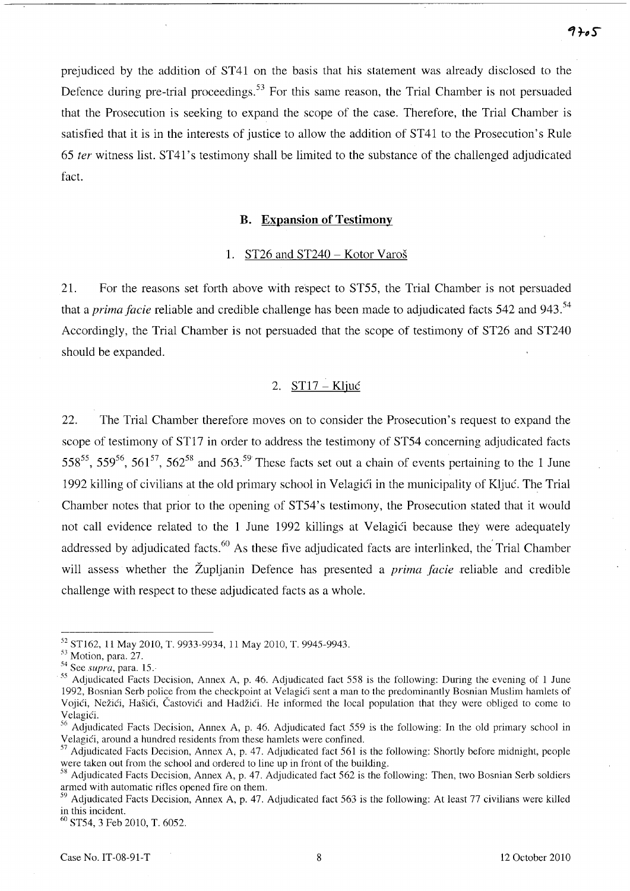prejudiced by the addition of ST41 on the basis that his statement was already disclosed to the Defence during pre-trial proceedings.[53] For this same reason, the Trial Chamber is not persuaded that the Prosecution is seeking to expand the scope of the case. Therefore, the Trial Chamber is satisfied that it is in the interests of justice to allow the addition of ST41 to the Prosecution's Rule 65 *ter* witness list. ST41's testimony shall be limited to the substance of the challenged adjudicated fact.

### B. Expansion of Testimony

#### 1. ST26 and ST240 – Kotor Varoš

21. For the reasons set forth above with respect to ST55, the Trial Chamber is not persuaded that a *prima facie* reliable and credible challenge has been made to adjudicated facts 542 and 943.[54] Accordingly, the Trial Chamber is not persuaded that the scope of testimony of ST26 and ST240 should be expanded.

#### 2. ST17 – Ključ

22. The Trial Chamber therefore moves on to consider the Prosecution's request to expand the scope of testimony of ST17 in order to address the testimony of ST54 concerning adjudicated facts 558[55], 559[56], 561[57], 562[58] and 563.[59] These facts set out a chain of events pertaining to the 1 June 1992 killing of civilians at the old primary school in Velagići in the municipality of Ključ. The Trial Chamber notes that prior to the opening of ST54's testimony, the Prosecution stated that it would not call evidence related to the 1 June 1992 killings at Velagići because they were adequately addressed by adjudicated facts.[60] As these five adjudicated facts are interlinked, the Trial Chamber will assess whether the Župljanin Defence has presented a *prima facie* reliable and credible challenge with respect to these adjudicated facts as a whole.

---

[52] ST162, 11 May 2010, T. 9933-9934, 11 May 2010, T. 9945-9943.

[53] Motion, para. 27.

[54] See *supra*, para. 15.

[55] Adjudicated Facts Decision, Annex A, p. 46. Adjudicated fact 558 is the following: During the evening of 1 June 1992, Bosnian Serb police from the checkpoint at Velagići sent a man to the predominantly Bosnian Muslim hamlets of Vojići, Nežići, Hašići, Častovići and Hadžići. He informed the local population that they were obliged to come to Velagići.

[56] Adjudicated Facts Decision, Annex A, p. 46. Adjudicated fact 559 is the following: In the old primary school in Velagići, around a hundred residents from these hamlets were confined.

[57] Adjudicated Facts Decision, Annex A, p. 47. Adjudicated fact 561 is the following: Shortly before midnight, people were taken out from the school and ordered to line up in front of the building.

[58] Adjudicated Facts Decision, Annex A, p. 47. Adjudicated fact 562 is the following: Then, two Bosnian Serb soldiers armed with automatic rifles opened fire on them.

[59] Adjudicated Facts Decision, Annex A, p. 47. Adjudicated fact 563 is the following: At least 77 civilians were killed in this incident.

[60] ST54, 3 Feb 2010, T. 6052.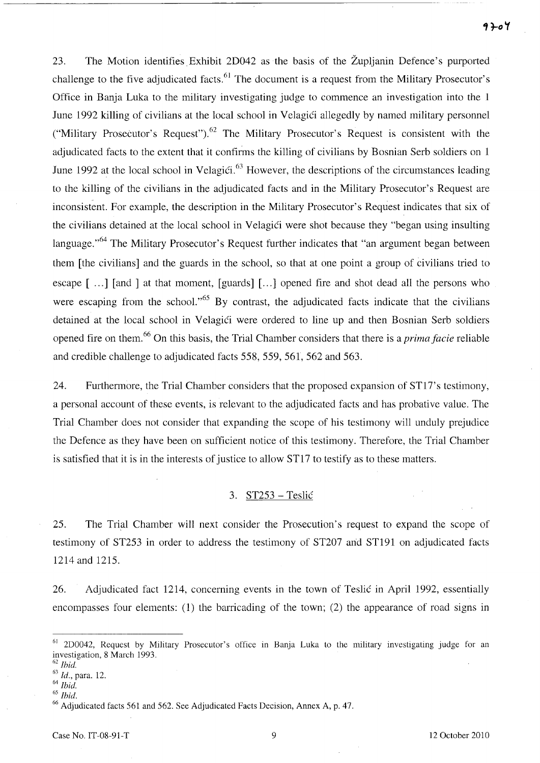23. The Motion identifies Exhibit 2D042 as the basis of the Župljanin Defence's purported challenge to the five adjudicated facts.[61] The document is a request from the Military Prosecutor's Office in Banja Luka to the military investigating judge to commence an investigation into the 1 June 1992 killing of civilians at the local school in Velagići allegedly by named military personnel ("Military Prosecutor's Request").[62] The Military Prosecutor's Request is consistent with the adjudicated facts to the extent that it confirms the killing of civilians by Bosnian Serb soldiers on 1 June 1992 at the local school in Velagići.[63] However, the descriptions of the circumstances leading to the killing of the civilians in the adjudicated facts and in the Military Prosecutor's Request are inconsistent. For example, the description in the Military Prosecutor's Request indicates that six of the civilians detained at the local school in Velagići were shot because they "began using insulting language."[64] The Military Prosecutor's Request further indicates that "an argument began between them [the civilians] and the guards in the school, so that at one point a group of civilians tried to escape [ ...] [and ] at that moment, [guards] [...] opened fire and shot dead all the persons who were escaping from the school."[65] By contrast, the adjudicated facts indicate that the civilians detained at the local school in Velagići were ordered to line up and then Bosnian Serb soldiers opened fire on them.[66] On this basis, the Trial Chamber considers that there is a *prima facie* reliable and credible challenge to adjudicated facts 558, 559, 561, 562 and 563.

24. Furthermore, the Trial Chamber considers that the proposed expansion of ST17's testimony, a personal account of these events, is relevant to the adjudicated facts and has probative value. The Trial Chamber does not consider that expanding the scope of his testimony will unduly prejudice the Defence as they have been on sufficient notice of this testimony. Therefore, the Trial Chamber is satisfied that it is in the interests of justice to allow ST17 to testify as to these matters.

### 3. ST253 – Teslić

25. The Trial Chamber will next consider the Prosecution's request to expand the scope of testimony of ST253 in order to address the testimony of ST207 and ST191 on adjudicated facts 1214 and 1215.

26. Adjudicated fact 1214, concerning events in the town of Teslić in April 1992, essentially encompasses four elements: (1) the barricading of the town; (2) the appearance of road signs in

---

[61] 2D0042, Request by Military Prosecutor's office in Banja Luka to the military investigating judge for an investigation, 8 March 1993.

[62] *Ibid.*

[63] *Id.*, para. 12.

[64] *Ibid.*

[65] *Ibid.*

[66] Adjudicated facts 561 and 562. See Adjudicated Facts Decision, Annex A, p. 47.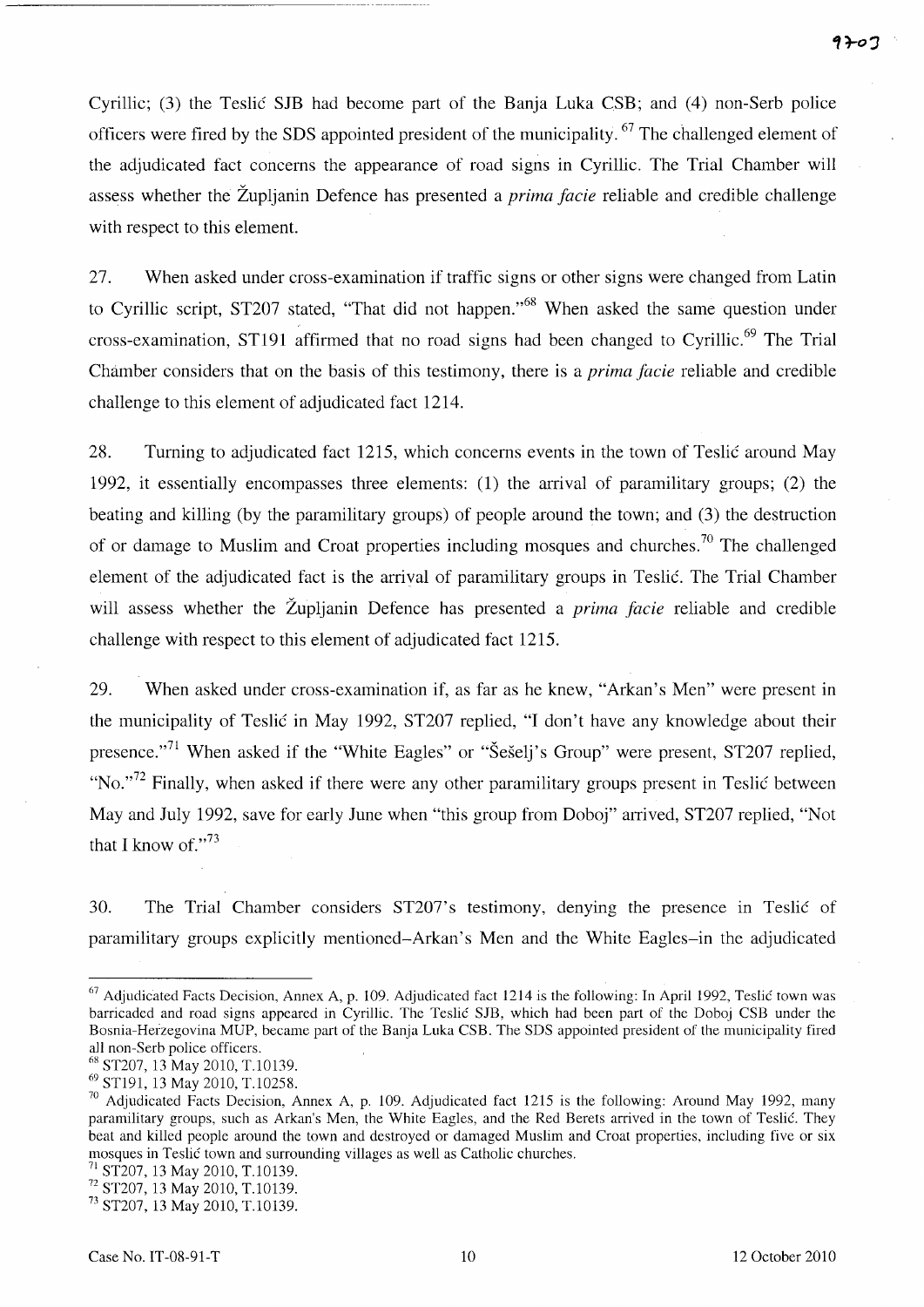Cyrillic; (3) the Teslić SJB had become part of the Banja Luka CSB; and (4) non-Serb police officers were fired by the SDS appointed president of the municipality.[67] The challenged element of the adjudicated fact concerns the appearance of road signs in Cyrillic. The Trial Chamber will assess whether the Župljanin Defence has presented a *prima facie* reliable and credible challenge with respect to this element.

27. When asked under cross-examination if traffic signs or other signs were changed from Latin to Cyrillic script, ST207 stated, "That did not happen."[68] When asked the same question under cross-examination, ST191 affirmed that no road signs had been changed to Cyrillic.[69] The Trial Chamber considers that on the basis of this testimony, there is a *prima facie* reliable and credible challenge to this element of adjudicated fact 1214.

28. Turning to adjudicated fact 1215, which concerns events in the town of Teslić around May 1992, it essentially encompasses three elements: (1) the arrival of paramilitary groups; (2) the beating and killing (by the paramilitary groups) of people around the town; and (3) the destruction of or damage to Muslim and Croat properties including mosques and churches.[70] The challenged element of the adjudicated fact is the arrival of paramilitary groups in Teslić. The Trial Chamber will assess whether the Župljanin Defence has presented a *prima facie* reliable and credible challenge with respect to this element of adjudicated fact 1215.

29. When asked under cross-examination if, as far as he knew, "Arkan's Men" were present in the municipality of Teslić in May 1992, ST207 replied, "I don't have any knowledge about their presence."[71] When asked if the "White Eagles" or "Šešelj's Group" were present, ST207 replied, "No."[72] Finally, when asked if there were any other paramilitary groups present in Teslić between May and July 1992, save for early June when "this group from Doboj" arrived, ST207 replied, "Not that I know of."[73]

30. The Trial Chamber considers ST207's testimony, denying the presence in Teslić of paramilitary groups explicitly mentioned–Arkan's Men and the White Eagles–in the adjudicated

---

[67] Adjudicated Facts Decision, Annex A, p. 109. Adjudicated fact 1214 is the following: In April 1992, Teslić town was barricaded and road signs appeared in Cyrillic. The Teslić SJB, which had been part of the Doboj CSB under the Bosnia-Herzegovina MUP, became part of the Banja Luka CSB. The SDS appointed president of the municipality fired all non-Serb police officers.

[68] ST207, 13 May 2010, T.10139.

[69] ST191, 13 May 2010, T.10258.

[70] Adjudicated Facts Decision, Annex A, p. 109. Adjudicated fact 1215 is the following: Around May 1992, many paramilitary groups, such as Arkan's Men, the White Eagles, and the Red Berets arrived in the town of Teslić. They beat and killed people around the town and destroyed or damaged Muslim and Croat properties, including five or six mosques in Teslić town and surrounding villages as well as Catholic churches.

[71] ST207, 13 May 2010, T.10139.

[72] ST207, 13 May 2010, T.10139.

[73] ST207, 13 May 2010, T.10139.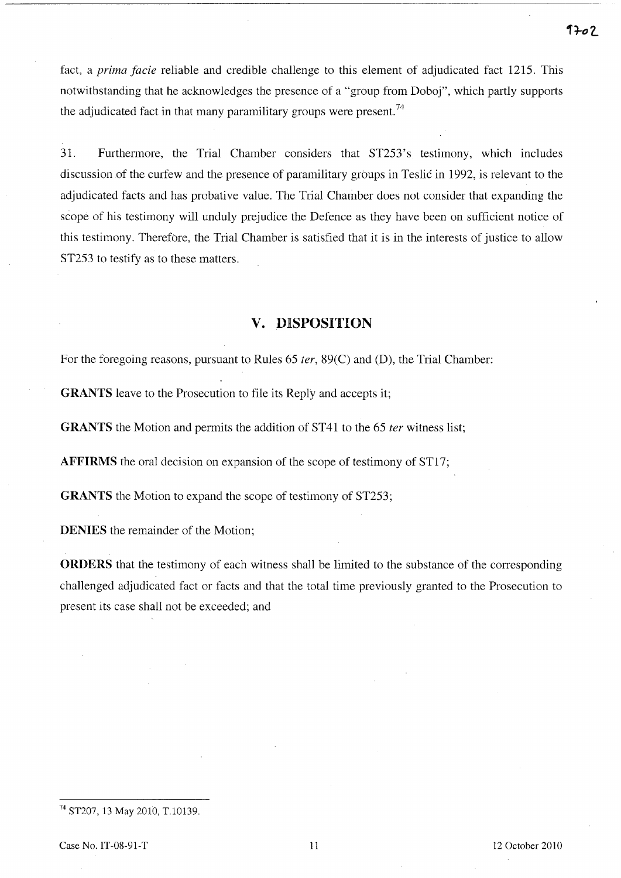fact, a *prima facie* reliable and credible challenge to this element of adjudicated fact 1215. This notwithstanding that he acknowledges the presence of a "group from Doboj", which partly supports the adjudicated fact in that many paramilitary groups were present.[74]

31. Furthermore, the Trial Chamber considers that ST253's testimony, which includes discussion of the curfew and the presence of paramilitary groups in Teslić in 1992, is relevant to the adjudicated facts and has probative value. The Trial Chamber does not consider that expanding the scope of his testimony will unduly prejudice the Defence as they have been on sufficient notice of this testimony. Therefore, the Trial Chamber is satisfied that it is in the interests of justice to allow ST253 to testify as to these matters.

## V. DISPOSITION

For the foregoing reasons, pursuant to Rules 65 *ter*, 89(C) and (D), the Trial Chamber:

**GRANTS** leave to the Prosecution to file its Reply and accepts it;

**GRANTS** the Motion and permits the addition of ST41 to the 65 *ter* witness list;

**AFFIRMS** the oral decision on expansion of the scope of testimony of ST17;

**GRANTS** the Motion to expand the scope of testimony of ST253;

**DENIES** the remainder of the Motion;

**ORDERS** that the testimony of each witness shall be limited to the substance of the corresponding challenged adjudicated fact or facts and that the total time previously granted to the Prosecution to present its case shall not be exceeded; and

---

[74] ST207, 13 May 2010, T.10139.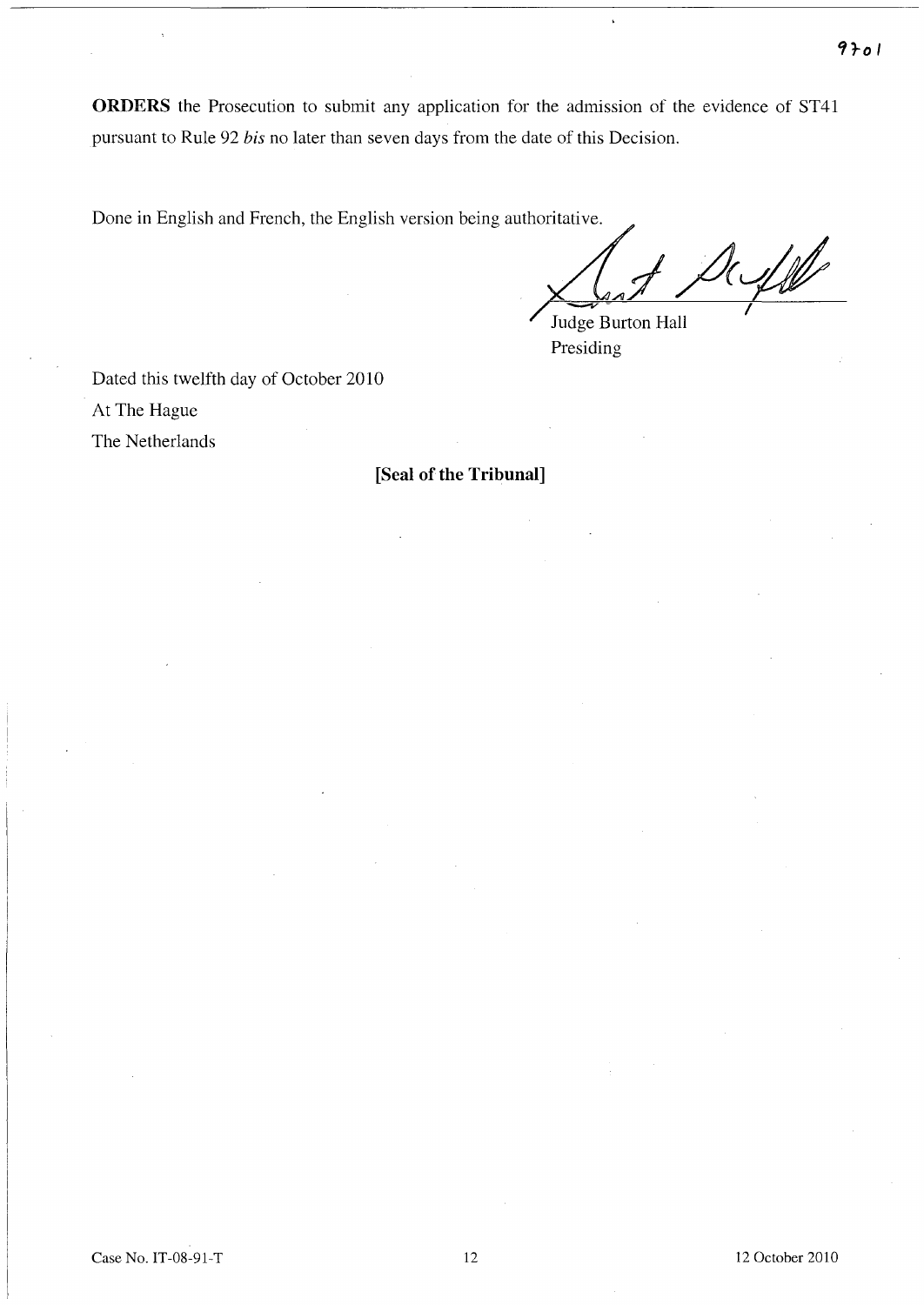**ORDERS** the Prosecution to submit any application for the admission of the evidence of ST41 pursuant to Rule 92 *bis* no later than seven days from the date of this Decision.

Done in English and French, the English version being authoritative.

Judge Burton Hall
Presiding

Dated this twelfth day of October 2010
At The Hague
The Netherlands

**[Seal of the Tribunal]**